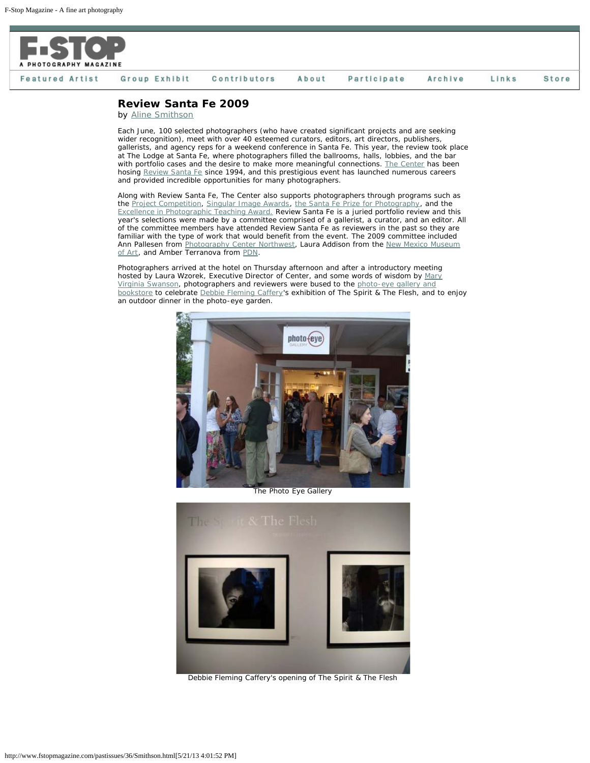# Review Santa Fe 2009

by Aline Smithson

Each June, 100 selected photographers (who have created significant projects and are seeking wider recognition), meet with over 40 esteemed curators, editors, art directors, publishers, gallerists, and agency reps for a weekend conference in Santa Fe. This year, the review took place at The Lodge at Santa Fe, where photographers filled the ballrooms, halls, lobbies, and the bar with portfolio cases and the desire to make more meaningful connections. The Center has been hosing Review Santa Fe since 1994, and this prestigious event has launched numerous careers and provided incredible opportunities for many photographers.

Along with Review Santa Fe, The Center also supports photographers through programs such as the Project Competition, Singular Image Awards, the Santa Fe Prize for Photography, and the Excellence in Photographic Teaching Award. Review Santa Fe is a juried portfolio review and this year's selections were made by a committee comprised of a gallerist, a curator, and an editor. All of the committee members have attended Review Santa Fe as reviewers in the past so they are familiar with the type of work that would benefit from the event. The 2009 committee included Ann Pallesen from Photography Center Northwest, Laura Addison from the New Mexico Museum of Art, and Amber Terranova from PDN.

Photographers arrived at the hotel on Thursday afternoon and after a introductory meeting hosted by Laura Wzorek, Executive Director of Center, and some words of wisdom by Mary Virginia Swanson, photographers and reviewers were bused to the photo-eye gallery and bookstore to celebrate Debbie Fleming Caffery's exhibition of The Spirit & The Flesh, and to enjoy an outdoor dinner in the photo-eye garden.

The Photo Eye Gallery

Debbie Fleming Caffery's opening of The Spirit & The Flesh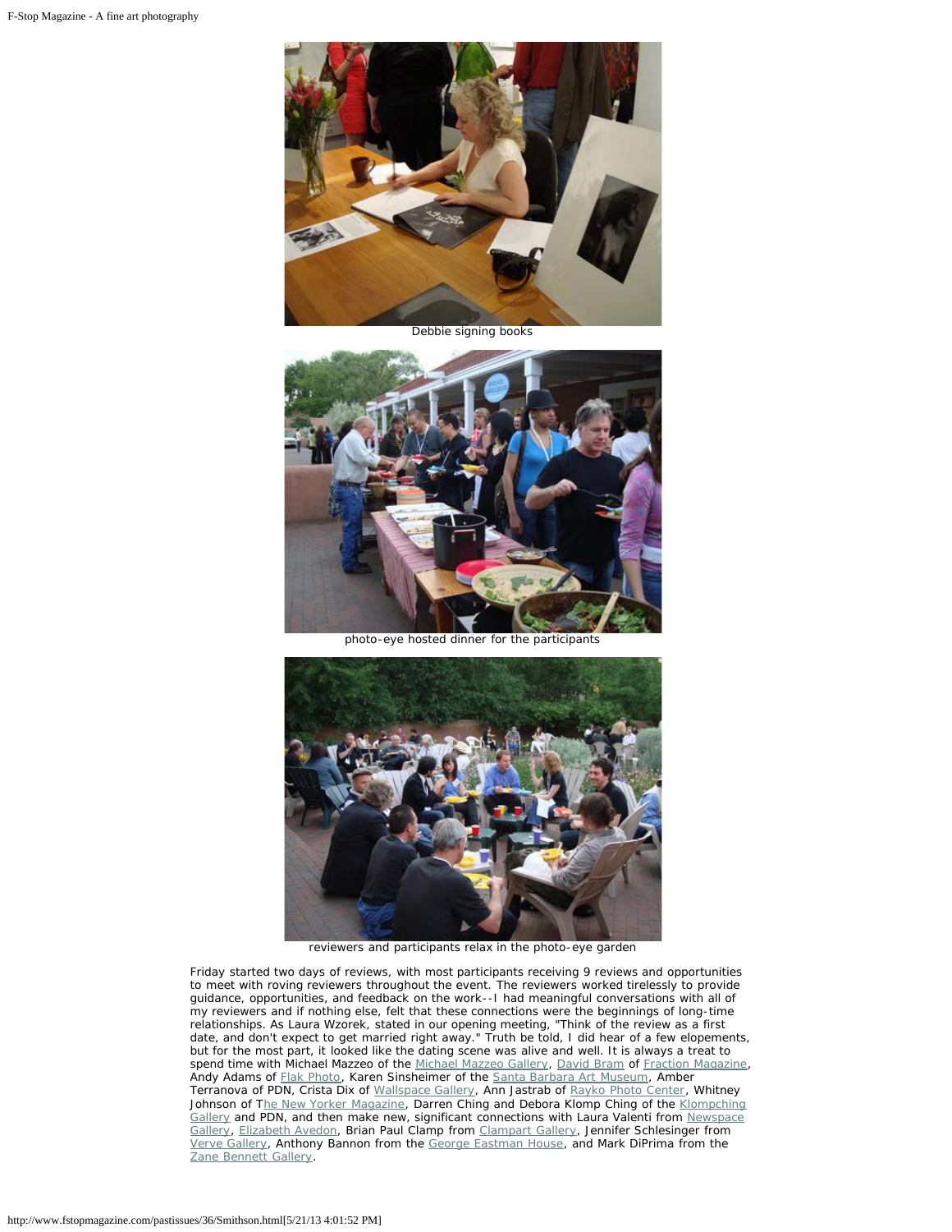Debbie signing books

photo-eye hosted dinner for the participants

reviewers and participants relax in the photo-eye garden

Friday started two days of reviews, with most participants receiving 9 reviews and opportunities to meet with roving reviewers throughout the event. The reviewers worked tirelessly to provide guidance, opportunities, and feedback on the work--I had meaningful conversations with all of my reviewers and if nothing else, felt that these connections were the beginnings of long-time relationships. As Laura Wzorek, stated in our opening meeting, "Think of the review as a first date, and don't expect to get married right away." Truth be told, I did hear of a few elopements, but for the most part, it looked like the dating scene was alive and well. It is always a treat to spend time with Michael Mazzeo of the Michael Mazzeo Gallery, David Bram of Fraction Magazine, Andy Adams of Flak Photo, Karen Sinsheimer of the Santa Barbara Art Museum, Amber Terranova of PDN, Crista Dix of Wallspace Gallery, Ann Jastrab of Rayko Photo Center, Whitney Johnson of The New Yorker Magazine, Darren Ching and Debora Klomp Ching of the Klompching Gallery and PDN, and then make new, significant connections with Laura Valenti from Newspace Gallery, Elizabeth Avedon, Brian Paul Clamp from Clampart Gallery, Jennifer Schlesinger from Verve Gallery, Anthony Bannon from the George Eastman House, and Mark DiPrima from the Zane Bennett Gallery.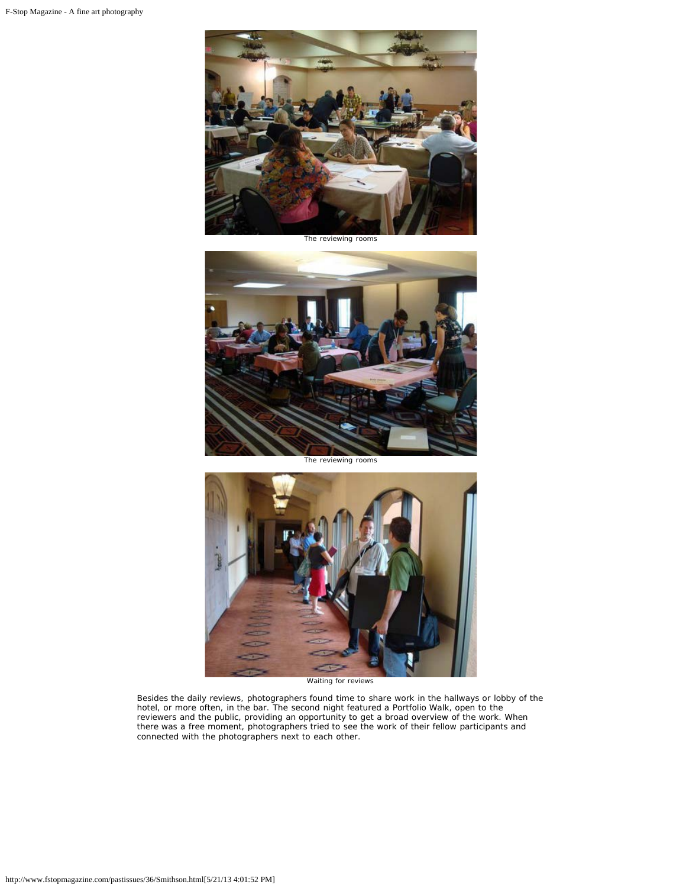The reviewing rooms

The reviewing rooms

Waiting for reviews

Besides the daily reviews, photographers found time to share work in the hallways or lobby of the hotel, or more often, in the bar. The second night featured a Portfolio Walk, open to the reviewers and the public, providing an opportunity to get a broad overview of the work. When there was a free moment, photographers tried to see the work of their fellow participants and connected with the photographers next to each other.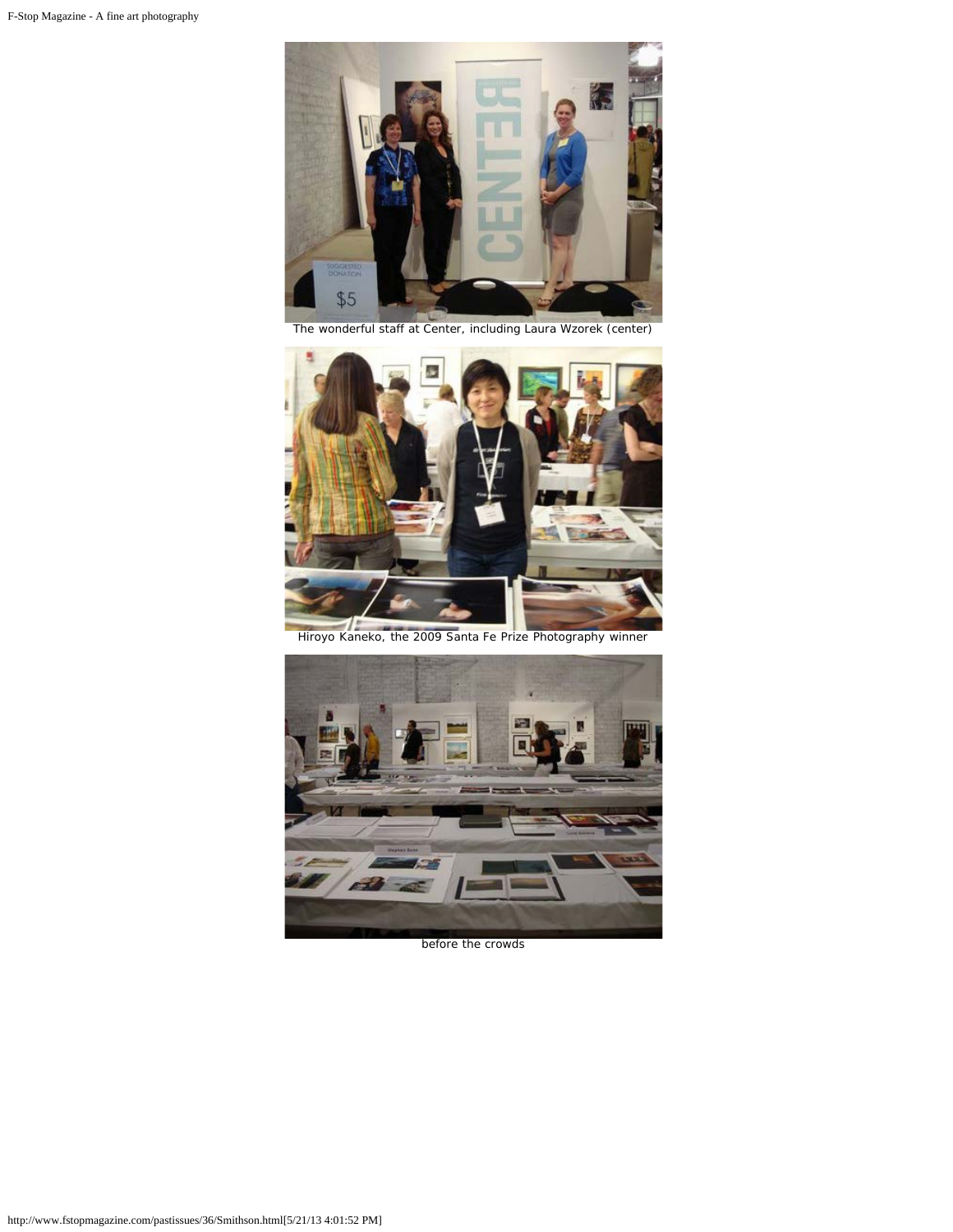The wonderful staff at Center, including Laura Wzorek (center)

Hiroyo Kaneko, the 2009 Santa Fe Prize Photography winner

before the crowds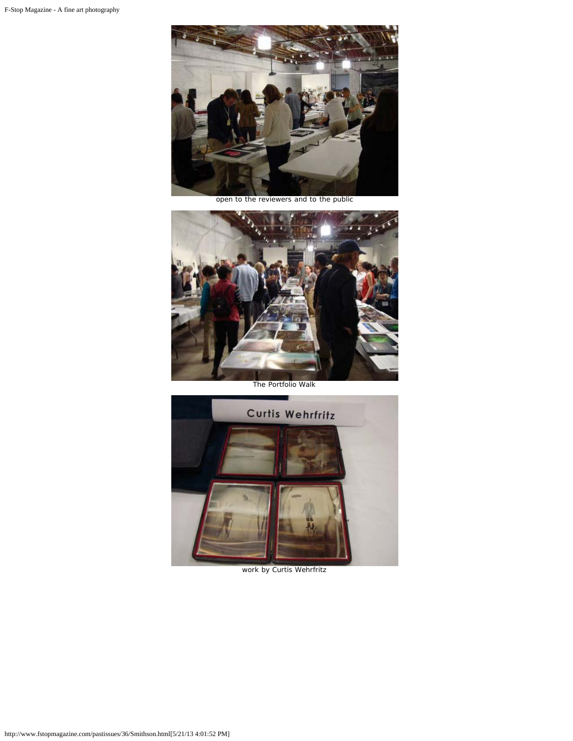open to the reviewers and to the public

The Portfolio Walk

work by Curtis Wehrfritz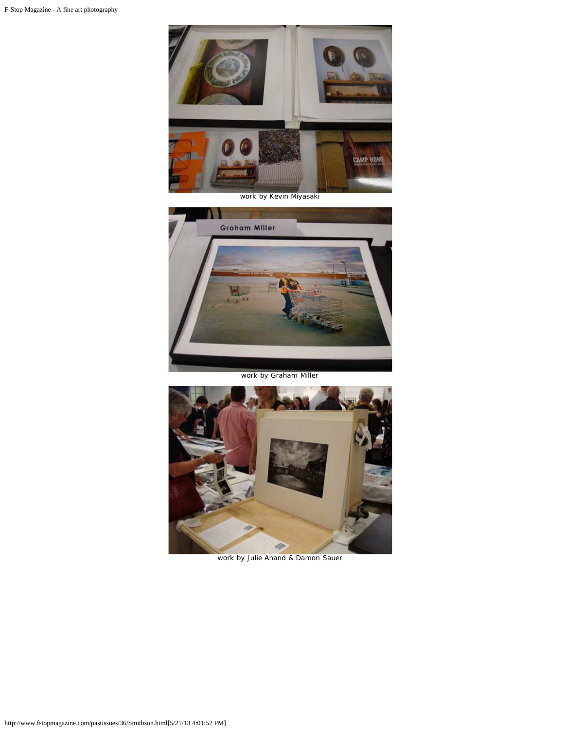work by Kevin Miyasaki

work by Graham Miller

work by Julie Anand & Damon Sauer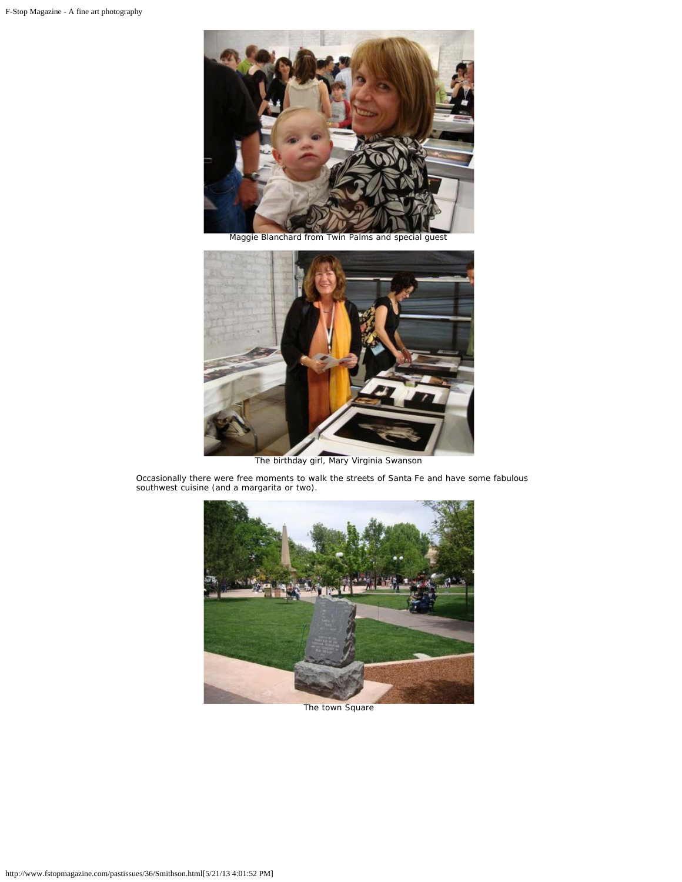Maggie Blanchard from Twin Palms and special guest

The birthday girl, Mary Virginia Swanson

Occasionally there were free moments to walk the streets of Santa Fe and have some fabulous southwest cuisine (and a margarita or two).

The town Square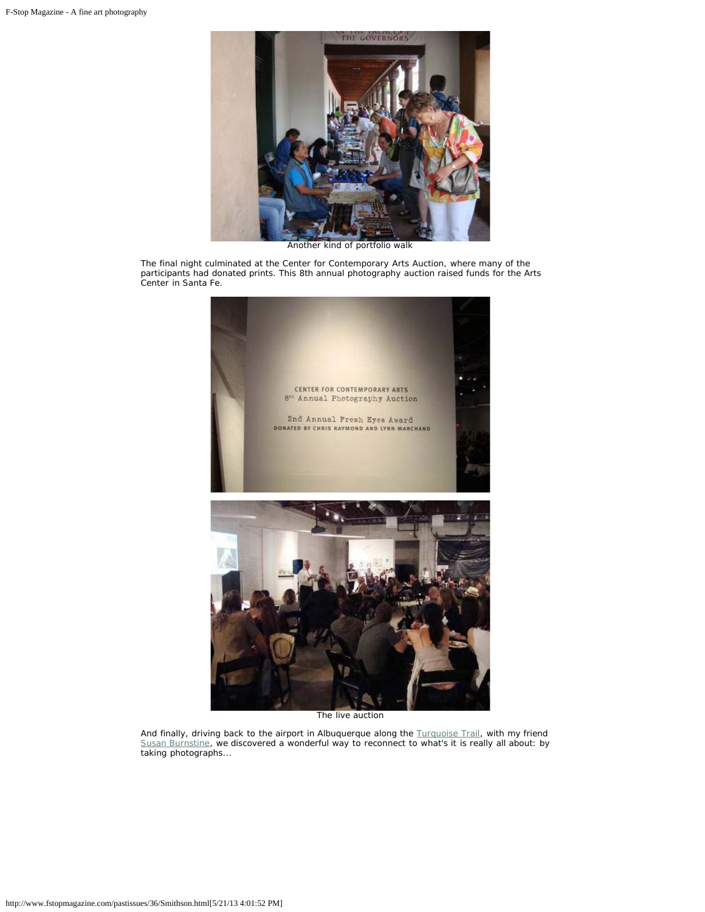Another kind of portfolio walk

The final night culminated at the Center for Contemporary Arts Auction, where many of the participants had donated prints. This 8th annual photography auction raised funds for the Arts Center in Santa Fe.

The live auction

And finally, driving back to the airport in Albuquerque along the Turquoise Trail, with my friend Susan Burnstine, we discovered a wonderful way to reconnect to what's it is really all about: by taking photographs...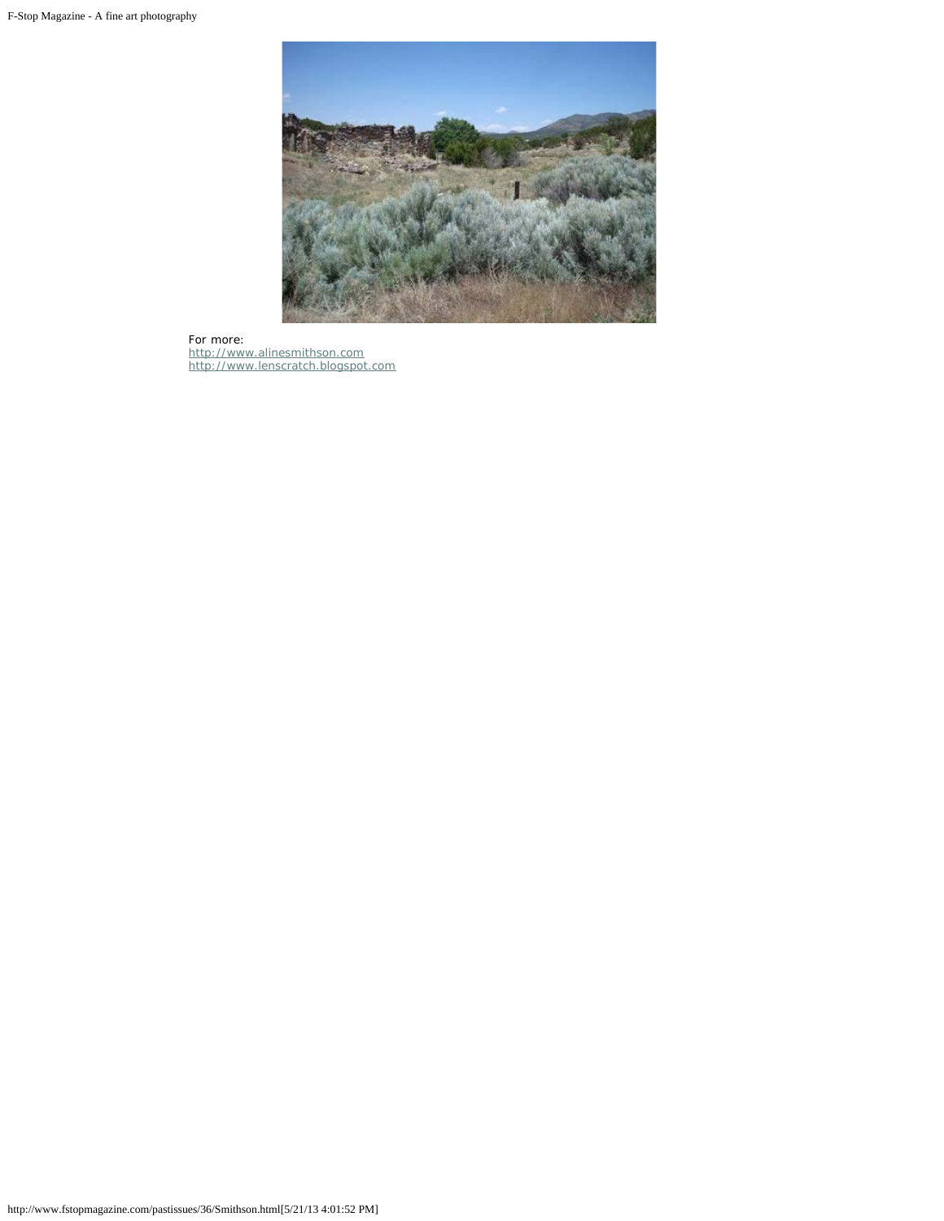For more:
http://www.alinesmithson.com
http://www.lenscratch.blogspot.com